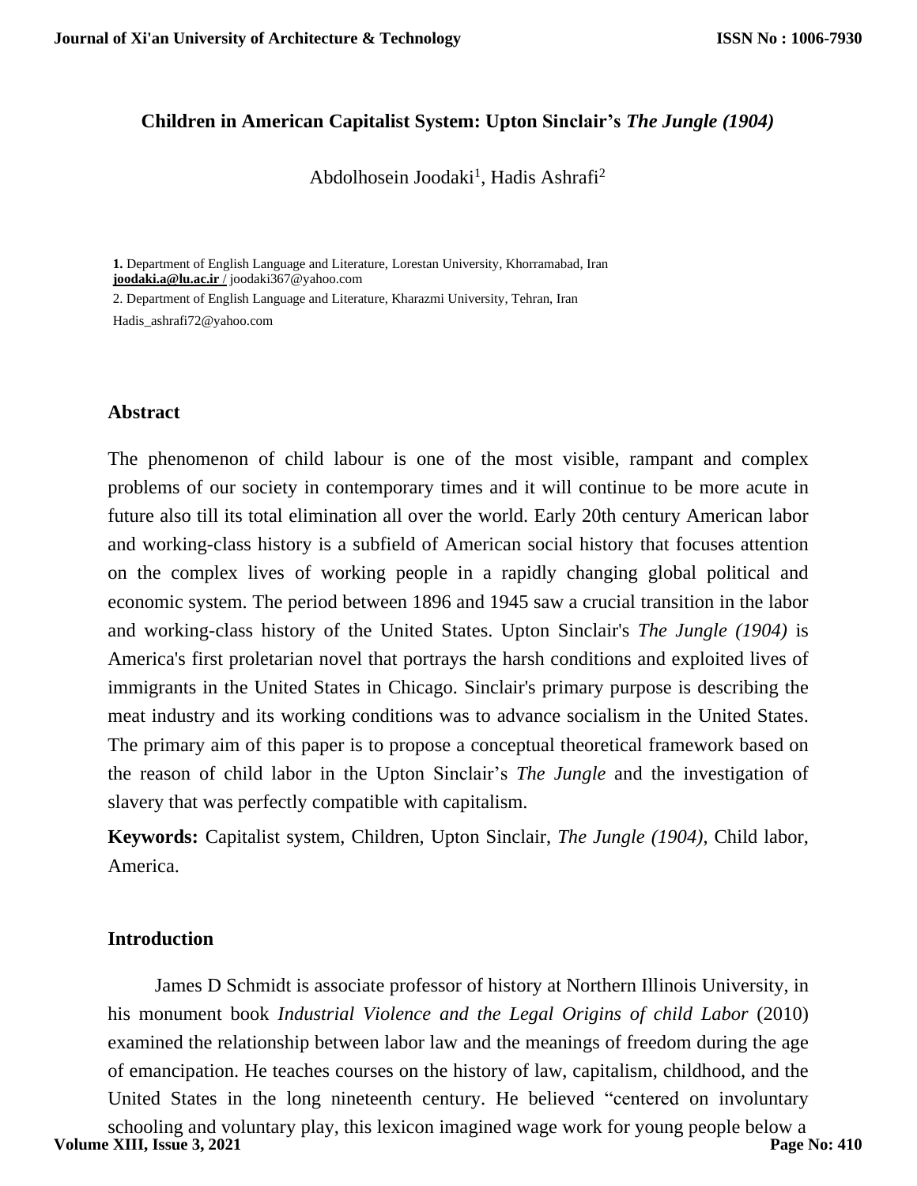# Children in American Capitalist System: Upton Sinclair's *The Jungle (1904)*

Abdolhosein Joodaki[1], Hadis Ashrafi[2]

**1.** Department of English Language and Literature, Lorestan University, Khorramabad, Iran
**joodaki.a@lu.ac.ir /** joodaki367@yahoo.com

2. Department of English Language and Literature, Kharazmi University, Tehran, Iran
Hadis_ashrafi72@yahoo.com

## Abstract

The phenomenon of child labour is one of the most visible, rampant and complex problems of our society in contemporary times and it will continue to be more acute in future also till its total elimination all over the world. Early 20th century American labor and working-class history is a subfield of American social history that focuses attention on the complex lives of working people in a rapidly changing global political and economic system. The period between 1896 and 1945 saw a crucial transition in the labor and working-class history of the United States. Upton Sinclair's *The Jungle (1904)* is America's first proletarian novel that portrays the harsh conditions and exploited lives of immigrants in the United States in Chicago. Sinclair's primary purpose is describing the meat industry and its working conditions was to advance socialism in the United States. The primary aim of this paper is to propose a conceptual theoretical framework based on the reason of child labor in the Upton Sinclair's *The Jungle* and the investigation of slavery that was perfectly compatible with capitalism.

**Keywords:** Capitalist system, Children, Upton Sinclair, *The Jungle (1904)*, Child labor, America.

## Introduction

James D Schmidt is associate professor of history at Northern Illinois University, in his monument book *Industrial Violence and the Legal Origins of child Labor* (2010) examined the relationship between labor law and the meanings of freedom during the age of emancipation. He teaches courses on the history of law, capitalism, childhood, and the United States in the long nineteenth century. He believed "centered on involuntary schooling and voluntary play, this lexicon imagined wage work for young people below a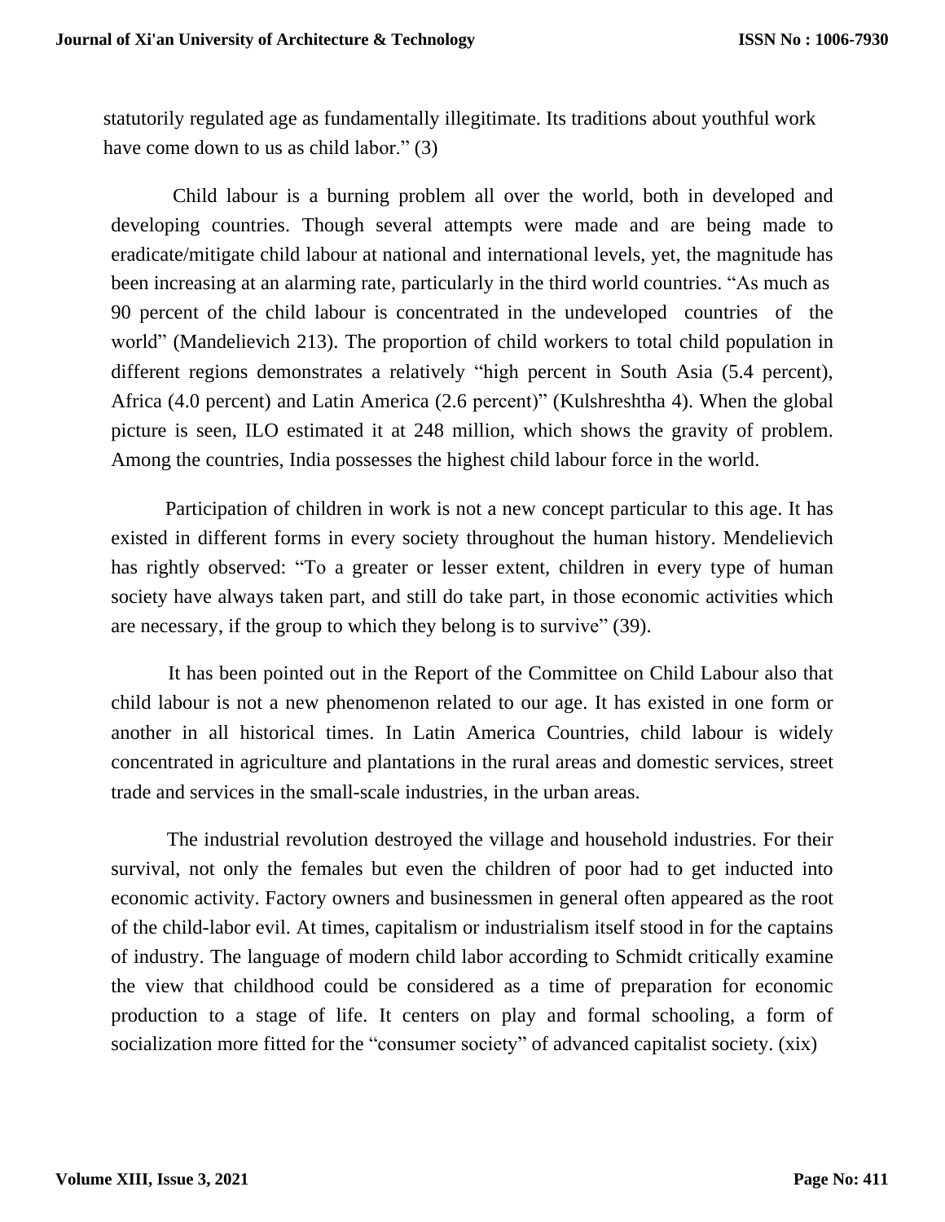statutorily regulated age as fundamentally illegitimate. Its traditions about youthful work have come down to us as child labor." (3)

Child labour is a burning problem all over the world, both in developed and developing countries. Though several attempts were made and are being made to eradicate/mitigate child labour at national and international levels, yet, the magnitude has been increasing at an alarming rate, particularly in the third world countries. "As much as 90 percent of the child labour is concentrated in the undeveloped countries of the world" (Mandelievich 213). The proportion of child workers to total child population in different regions demonstrates a relatively "high percent in South Asia (5.4 percent), Africa (4.0 percent) and Latin America (2.6 percent)" (Kulshreshtha 4). When the global picture is seen, ILO estimated it at 248 million, which shows the gravity of problem. Among the countries, India possesses the highest child labour force in the world.

Participation of children in work is not a new concept particular to this age. It has existed in different forms in every society throughout the human history. Mendelievich has rightly observed: "To a greater or lesser extent, children in every type of human society have always taken part, and still do take part, in those economic activities which are necessary, if the group to which they belong is to survive" (39).

It has been pointed out in the Report of the Committee on Child Labour also that child labour is not a new phenomenon related to our age. It has existed in one form or another in all historical times. In Latin America Countries, child labour is widely concentrated in agriculture and plantations in the rural areas and domestic services, street trade and services in the small-scale industries, in the urban areas.

The industrial revolution destroyed the village and household industries. For their survival, not only the females but even the children of poor had to get inducted into economic activity. Factory owners and businessmen in general often appeared as the root of the child-labor evil. At times, capitalism or industrialism itself stood in for the captains of industry. The language of modern child labor according to Schmidt critically examine the view that childhood could be considered as a time of preparation for economic production to a stage of life. It centers on play and formal schooling, a form of socialization more fitted for the "consumer society" of advanced capitalist society. (xix)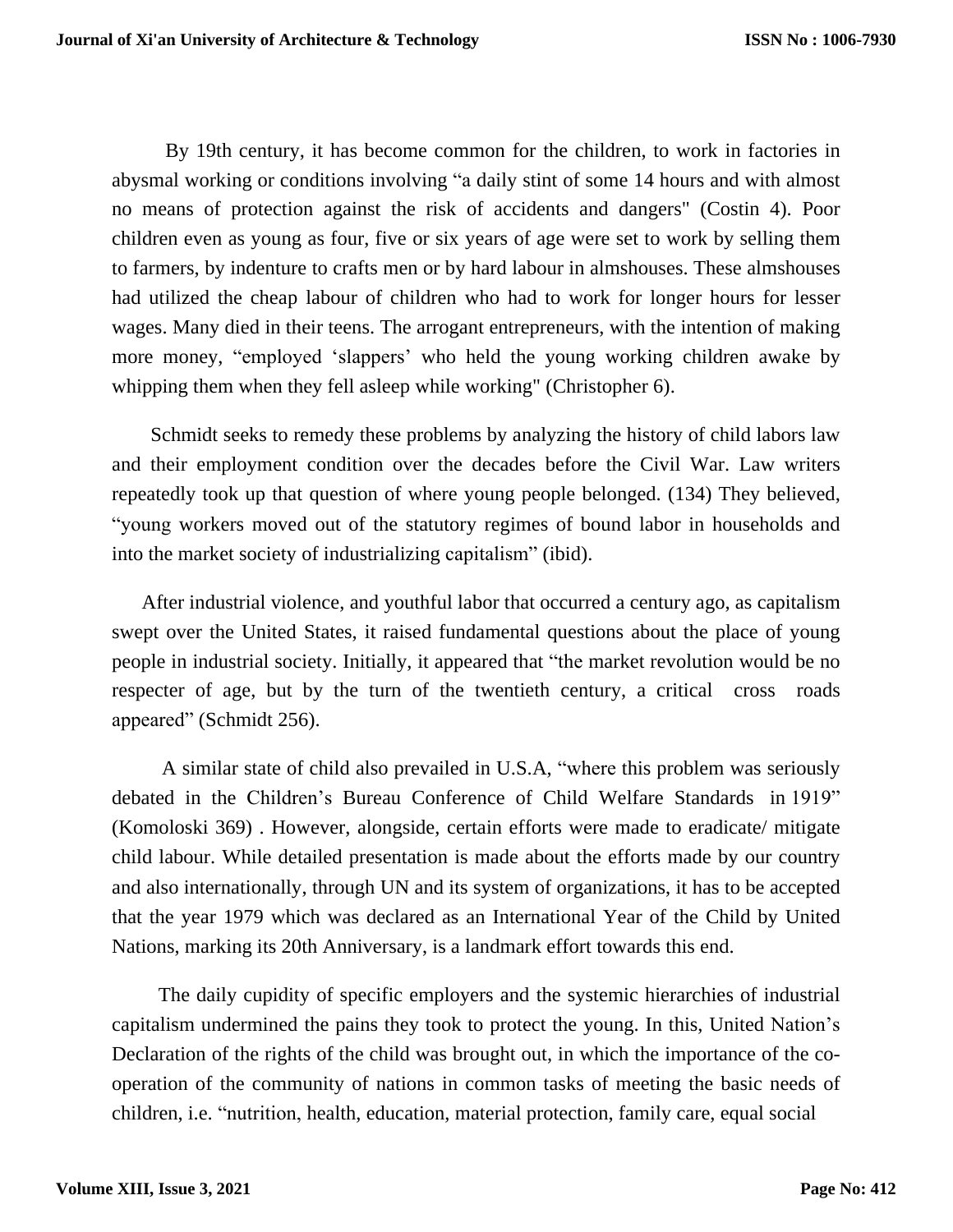By 19th century, it has become common for the children, to work in factories in abysmal working or conditions involving “a daily stint of some 14 hours and with almost no means of protection against the risk of accidents and dangers" (Costin 4). Poor children even as young as four, five or six years of age were set to work by selling them to farmers, by indenture to crafts men or by hard labour in almshouses. These almshouses had utilized the cheap labour of children who had to work for longer hours for lesser wages. Many died in their teens. The arrogant entrepreneurs, with the intention of making more money, “employed ‘slappers’ who held the young working children awake by whipping them when they fell asleep while working" (Christopher 6).

Schmidt seeks to remedy these problems by analyzing the history of child labors law and their employment condition over the decades before the Civil War. Law writers repeatedly took up that question of where young people belonged. (134) They believed, “young workers moved out of the statutory regimes of bound labor in households and into the market society of industrializing capitalism” (ibid).

After industrial violence, and youthful labor that occurred a century ago, as capitalism swept over the United States, it raised fundamental questions about the place of young people in industrial society. Initially, it appeared that “the market revolution would be no respecter of age, but by the turn of the twentieth century, a critical cross roads appeared” (Schmidt 256).

A similar state of child also prevailed in U.S.A, “where this problem was seriously debated in the Children’s Bureau Conference of Child Welfare Standards in 1919” (Komoloski 369) . However, alongside, certain efforts were made to eradicate/ mitigate child labour. While detailed presentation is made about the efforts made by our country and also internationally, through UN and its system of organizations, it has to be accepted that the year 1979 which was declared as an International Year of the Child by United Nations, marking its 20th Anniversary, is a landmark effort towards this end.

The daily cupidity of specific employers and the systemic hierarchies of industrial capitalism undermined the pains they took to protect the young. In this, United Nation’s Declaration of the rights of the child was brought out, in which the importance of the co-operation of the community of nations in common tasks of meeting the basic needs of children, i.e. “nutrition, health, education, material protection, family care, equal social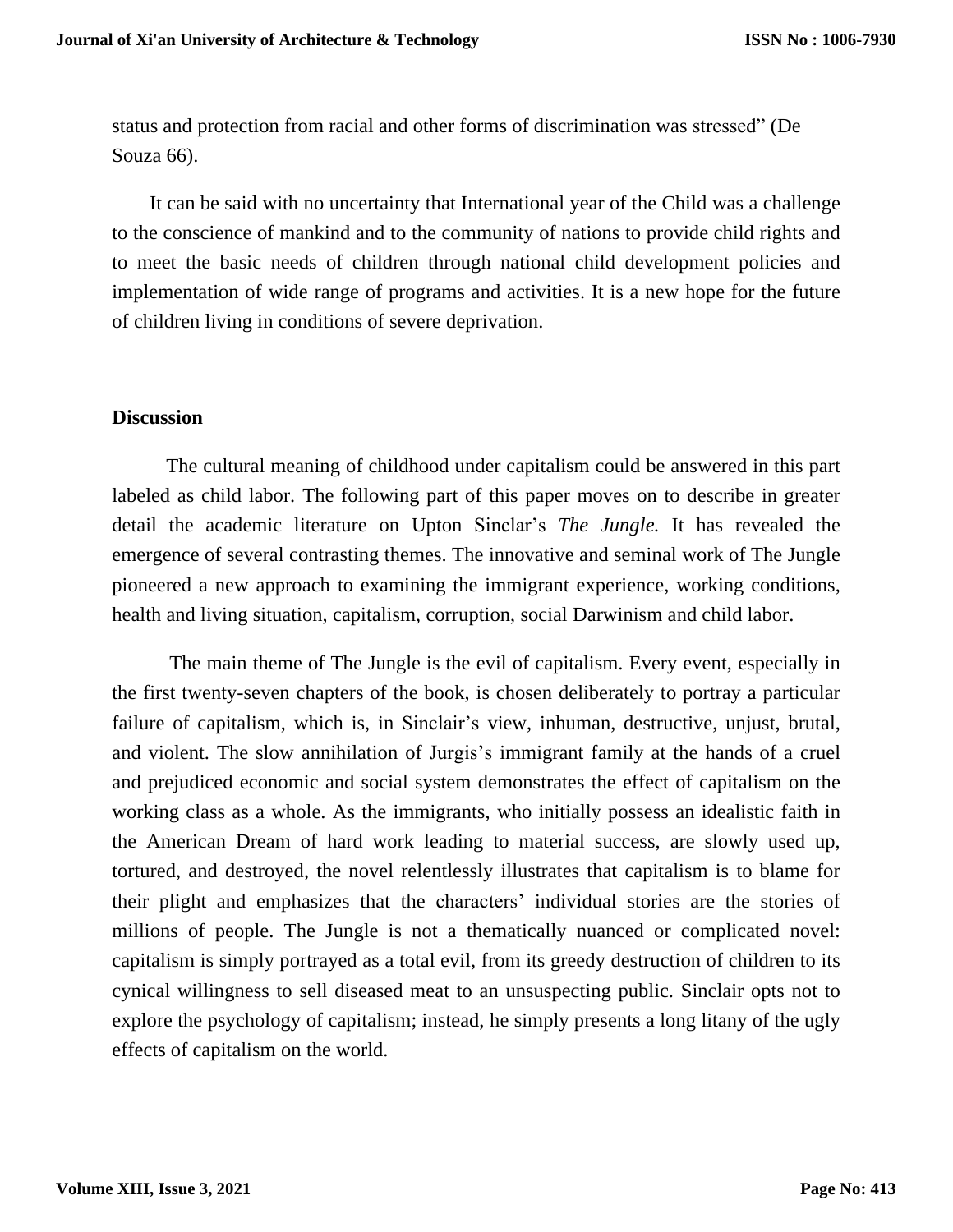status and protection from racial and other forms of discrimination was stressed" (De Souza 66).

It can be said with no uncertainty that International year of the Child was a challenge to the conscience of mankind and to the community of nations to provide child rights and to meet the basic needs of children through national child development policies and implementation of wide range of programs and activities. It is a new hope for the future of children living in conditions of severe deprivation.

## Discussion

The cultural meaning of childhood under capitalism could be answered in this part labeled as child labor. The following part of this paper moves on to describe in greater detail the academic literature on Upton Sinclar's *The Jungle.* It has revealed the emergence of several contrasting themes. The innovative and seminal work of The Jungle pioneered a new approach to examining the immigrant experience, working conditions, health and living situation, capitalism, corruption, social Darwinism and child labor.

The main theme of The Jungle is the evil of capitalism. Every event, especially in the first twenty-seven chapters of the book, is chosen deliberately to portray a particular failure of capitalism, which is, in Sinclair's view, inhuman, destructive, unjust, brutal, and violent. The slow annihilation of Jurgis's immigrant family at the hands of a cruel and prejudiced economic and social system demonstrates the effect of capitalism on the working class as a whole. As the immigrants, who initially possess an idealistic faith in the American Dream of hard work leading to material success, are slowly used up, tortured, and destroyed, the novel relentlessly illustrates that capitalism is to blame for their plight and emphasizes that the characters' individual stories are the stories of millions of people. The Jungle is not a thematically nuanced or complicated novel: capitalism is simply portrayed as a total evil, from its greedy destruction of children to its cynical willingness to sell diseased meat to an unsuspecting public. Sinclair opts not to explore the psychology of capitalism; instead, he simply presents a long litany of the ugly effects of capitalism on the world.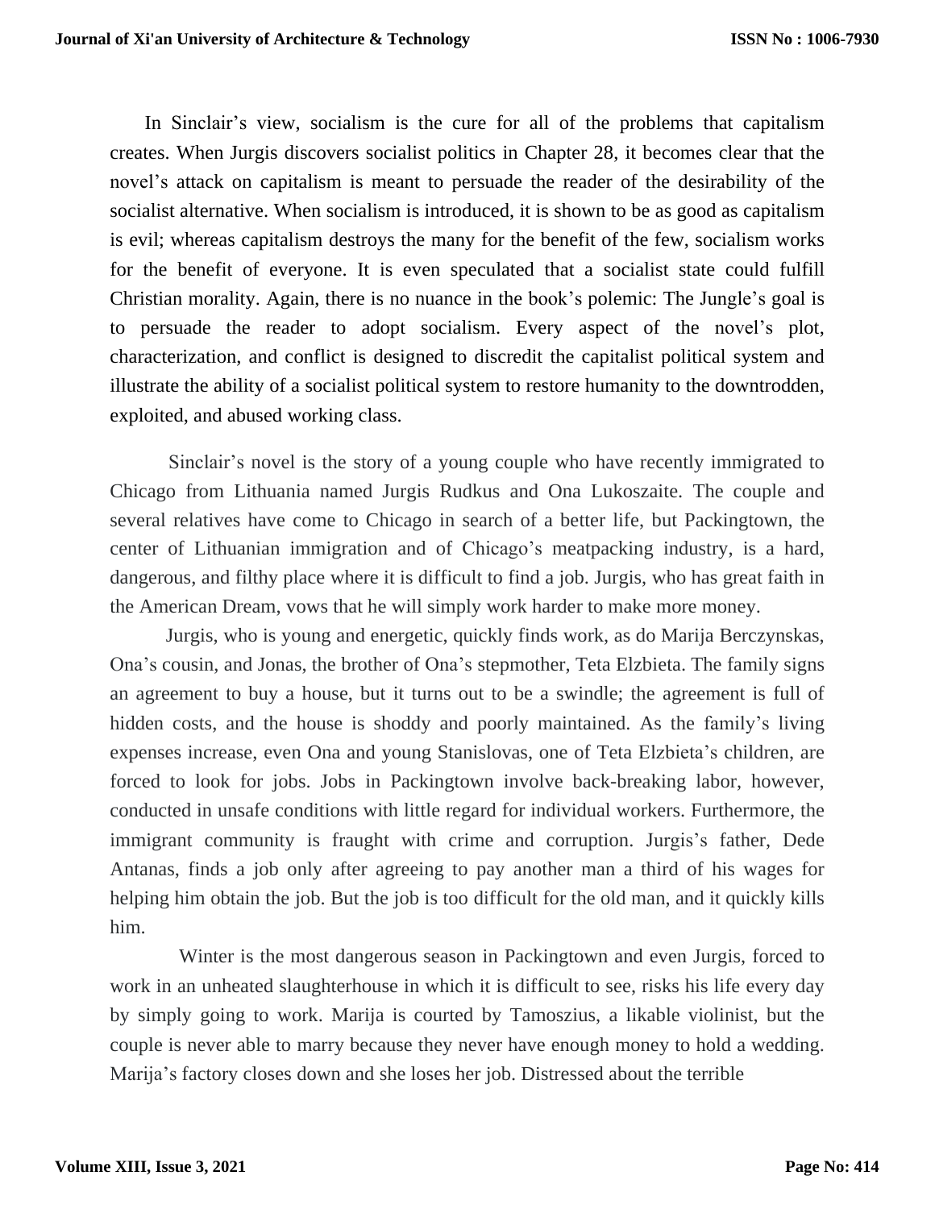In Sinclair's view, socialism is the cure for all of the problems that capitalism creates. When Jurgis discovers socialist politics in Chapter 28, it becomes clear that the novel's attack on capitalism is meant to persuade the reader of the desirability of the socialist alternative. When socialism is introduced, it is shown to be as good as capitalism is evil; whereas capitalism destroys the many for the benefit of the few, socialism works for the benefit of everyone. It is even speculated that a socialist state could fulfill Christian morality. Again, there is no nuance in the book's polemic: The Jungle's goal is to persuade the reader to adopt socialism. Every aspect of the novel's plot, characterization, and conflict is designed to discredit the capitalist political system and illustrate the ability of a socialist political system to restore humanity to the downtrodden, exploited, and abused working class.

Sinclair's novel is the story of a young couple who have recently immigrated to Chicago from Lithuania named Jurgis Rudkus and Ona Lukoszaite. The couple and several relatives have come to Chicago in search of a better life, but Packingtown, the center of Lithuanian immigration and of Chicago's meatpacking industry, is a hard, dangerous, and filthy place where it is difficult to find a job. Jurgis, who has great faith in the American Dream, vows that he will simply work harder to make more money.

Jurgis, who is young and energetic, quickly finds work, as do Marija Berczynskas, Ona's cousin, and Jonas, the brother of Ona's stepmother, Teta Elzbieta. The family signs an agreement to buy a house, but it turns out to be a swindle; the agreement is full of hidden costs, and the house is shoddy and poorly maintained. As the family's living expenses increase, even Ona and young Stanislovas, one of Teta Elzbieta's children, are forced to look for jobs. Jobs in Packingtown involve back-breaking labor, however, conducted in unsafe conditions with little regard for individual workers. Furthermore, the immigrant community is fraught with crime and corruption. Jurgis's father, Dede Antanas, finds a job only after agreeing to pay another man a third of his wages for helping him obtain the job. But the job is too difficult for the old man, and it quickly kills him.

Winter is the most dangerous season in Packingtown and even Jurgis, forced to work in an unheated slaughterhouse in which it is difficult to see, risks his life every day by simply going to work. Marija is courted by Tamoszius, a likable violinist, but the couple is never able to marry because they never have enough money to hold a wedding. Marija's factory closes down and she loses her job. Distressed about the terrible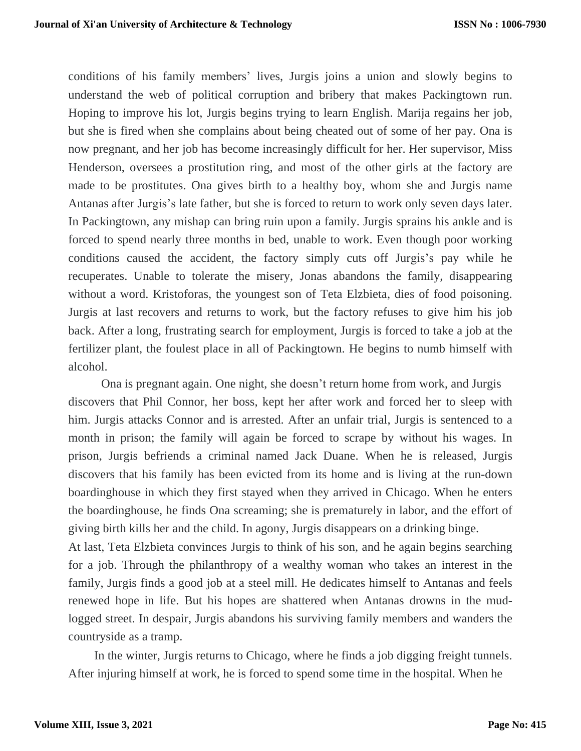conditions of his family members' lives, Jurgis joins a union and slowly begins to understand the web of political corruption and bribery that makes Packingtown run. Hoping to improve his lot, Jurgis begins trying to learn English. Marija regains her job, but she is fired when she complains about being cheated out of some of her pay. Ona is now pregnant, and her job has become increasingly difficult for her. Her supervisor, Miss Henderson, oversees a prostitution ring, and most of the other girls at the factory are made to be prostitutes. Ona gives birth to a healthy boy, whom she and Jurgis name Antanas after Jurgis's late father, but she is forced to return to work only seven days later. In Packingtown, any mishap can bring ruin upon a family. Jurgis sprains his ankle and is forced to spend nearly three months in bed, unable to work. Even though poor working conditions caused the accident, the factory simply cuts off Jurgis's pay while he recuperates. Unable to tolerate the misery, Jonas abandons the family, disappearing without a word. Kristoforas, the youngest son of Teta Elzbieta, dies of food poisoning. Jurgis at last recovers and returns to work, but the factory refuses to give him his job back. After a long, frustrating search for employment, Jurgis is forced to take a job at the fertilizer plant, the foulest place in all of Packingtown. He begins to numb himself with alcohol.

Ona is pregnant again. One night, she doesn't return home from work, and Jurgis discovers that Phil Connor, her boss, kept her after work and forced her to sleep with him. Jurgis attacks Connor and is arrested. After an unfair trial, Jurgis is sentenced to a month in prison; the family will again be forced to scrape by without his wages. In prison, Jurgis befriends a criminal named Jack Duane. When he is released, Jurgis discovers that his family has been evicted from its home and is living at the run-down boardinghouse in which they first stayed when they arrived in Chicago. When he enters the boardinghouse, he finds Ona screaming; she is prematurely in labor, and the effort of giving birth kills her and the child. In agony, Jurgis disappears on a drinking binge.

At last, Teta Elzbieta convinces Jurgis to think of his son, and he again begins searching for a job. Through the philanthropy of a wealthy woman who takes an interest in the family, Jurgis finds a good job at a steel mill. He dedicates himself to Antanas and feels renewed hope in life. But his hopes are shattered when Antanas drowns in the mud-logged street. In despair, Jurgis abandons his surviving family members and wanders the countryside as a tramp.

In the winter, Jurgis returns to Chicago, where he finds a job digging freight tunnels. After injuring himself at work, he is forced to spend some time in the hospital. When he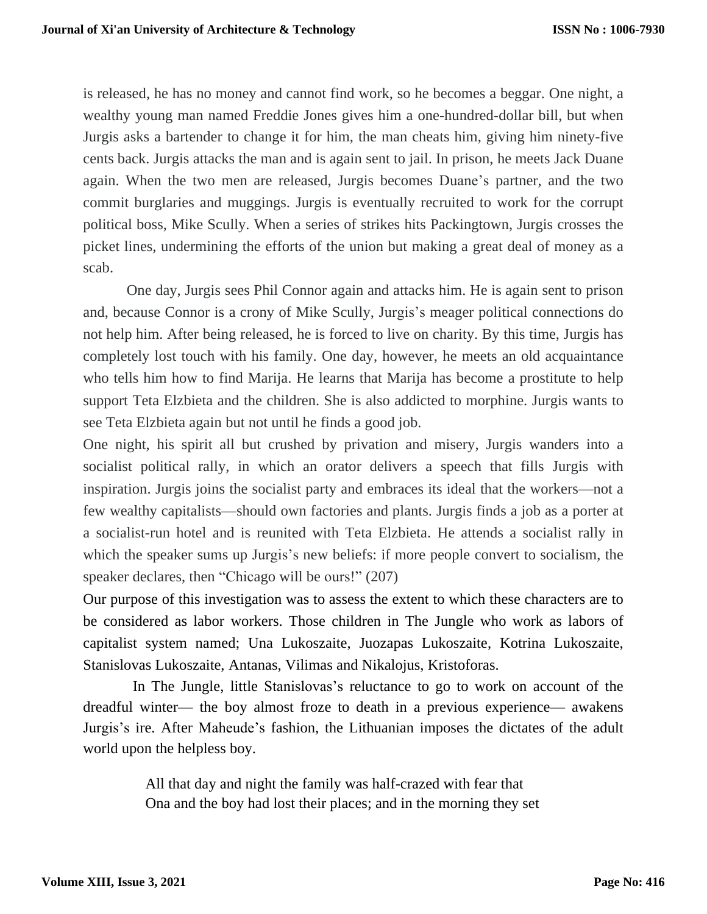is released, he has no money and cannot find work, so he becomes a beggar. One night, a wealthy young man named Freddie Jones gives him a one-hundred-dollar bill, but when Jurgis asks a bartender to change it for him, the man cheats him, giving him ninety-five cents back. Jurgis attacks the man and is again sent to jail. In prison, he meets Jack Duane again. When the two men are released, Jurgis becomes Duane's partner, and the two commit burglaries and muggings. Jurgis is eventually recruited to work for the corrupt political boss, Mike Scully. When a series of strikes hits Packingtown, Jurgis crosses the picket lines, undermining the efforts of the union but making a great deal of money as a scab.

One day, Jurgis sees Phil Connor again and attacks him. He is again sent to prison and, because Connor is a crony of Mike Scully, Jurgis's meager political connections do not help him. After being released, he is forced to live on charity. By this time, Jurgis has completely lost touch with his family. One day, however, he meets an old acquaintance who tells him how to find Marija. He learns that Marija has become a prostitute to help support Teta Elzbieta and the children. She is also addicted to morphine. Jurgis wants to see Teta Elzbieta again but not until he finds a good job.

One night, his spirit all but crushed by privation and misery, Jurgis wanders into a socialist political rally, in which an orator delivers a speech that fills Jurgis with inspiration. Jurgis joins the socialist party and embraces its ideal that the workers—not a few wealthy capitalists—should own factories and plants. Jurgis finds a job as a porter at a socialist-run hotel and is reunited with Teta Elzbieta. He attends a socialist rally in which the speaker sums up Jurgis's new beliefs: if more people convert to socialism, the speaker declares, then "Chicago will be ours!" (207)

Our purpose of this investigation was to assess the extent to which these characters are to be considered as labor workers. Those children in The Jungle who work as labors of capitalist system named; Una Lukoszaite, Juozapas Lukoszaite, Kotrina Lukoszaite, Stanislovas Lukoszaite, Antanas, Vilimas and Nikalojus, Kristoforas.

In The Jungle, little Stanislovas's reluctance to go to work on account of the dreadful winter— the boy almost froze to death in a previous experience— awakens Jurgis's ire. After Maheude's fashion, the Lithuanian imposes the dictates of the adult world upon the helpless boy.

> All that day and night the family was half-crazed with fear that
> Ona and the boy had lost their places; and in the morning they set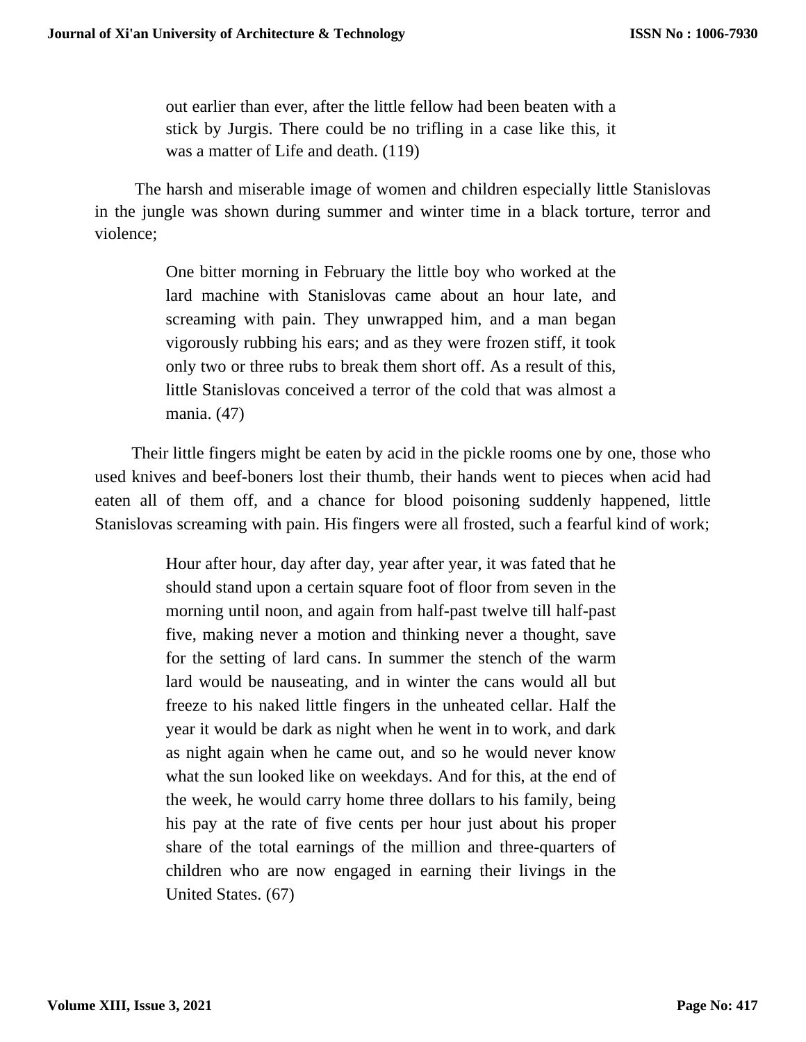> out earlier than ever, after the little fellow had been beaten with a stick by Jurgis. There could be no trifling in a case like this, it was a matter of Life and death. (119)

The harsh and miserable image of women and children especially little Stanislovas in the jungle was shown during summer and winter time in a black torture, terror and violence;

> One bitter morning in February the little boy who worked at the lard machine with Stanislovas came about an hour late, and screaming with pain. They unwrapped him, and a man began vigorously rubbing his ears; and as they were frozen stiff, it took only two or three rubs to break them short off. As a result of this, little Stanislovas conceived a terror of the cold that was almost a mania. (47)

Their little fingers might be eaten by acid in the pickle rooms one by one, those who used knives and beef-boners lost their thumb, their hands went to pieces when acid had eaten all of them off, and a chance for blood poisoning suddenly happened, little Stanislovas screaming with pain. His fingers were all frosted, such a fearful kind of work;

> Hour after hour, day after day, year after year, it was fated that he should stand upon a certain square foot of floor from seven in the morning until noon, and again from half-past twelve till half-past five, making never a motion and thinking never a thought, save for the setting of lard cans. In summer the stench of the warm lard would be nauseating, and in winter the cans would all but freeze to his naked little fingers in the unheated cellar. Half the year it would be dark as night when he went in to work, and dark as night again when he came out, and so he would never know what the sun looked like on weekdays. And for this, at the end of the week, he would carry home three dollars to his family, being his pay at the rate of five cents per hour just about his proper share of the total earnings of the million and three-quarters of children who are now engaged in earning their livings in the United States. (67)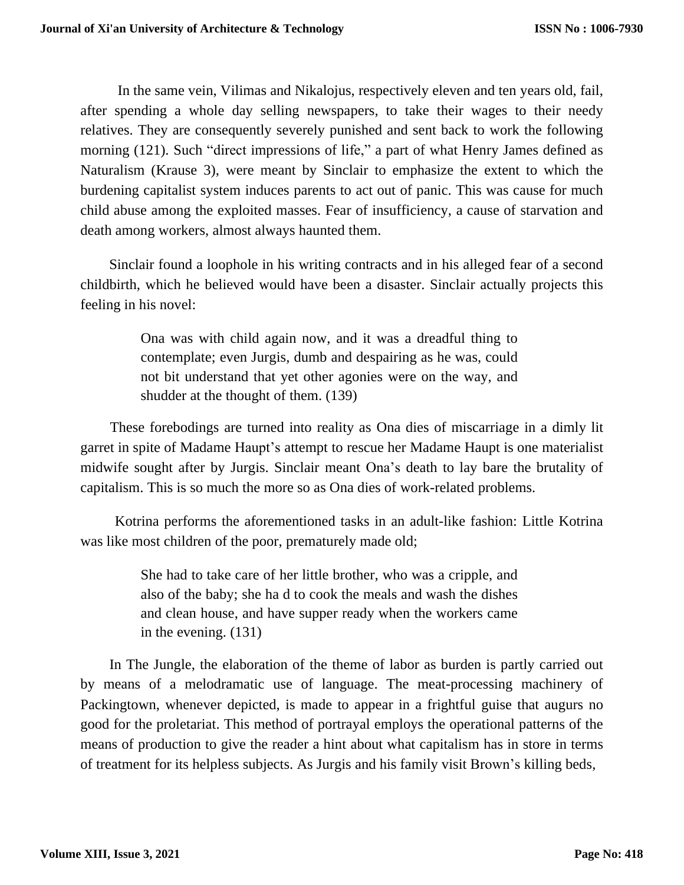In the same vein, Vilimas and Nikalojus, respectively eleven and ten years old, fail, after spending a whole day selling newspapers, to take their wages to their needy relatives. They are consequently severely punished and sent back to work the following morning (121). Such "direct impressions of life," a part of what Henry James defined as Naturalism (Krause 3), were meant by Sinclair to emphasize the extent to which the burdening capitalist system induces parents to act out of panic. This was cause for much child abuse among the exploited masses. Fear of insufficiency, a cause of starvation and death among workers, almost always haunted them.

Sinclair found a loophole in his writing contracts and in his alleged fear of a second childbirth, which he believed would have been a disaster. Sinclair actually projects this feeling in his novel:

> Ona was with child again now, and it was a dreadful thing to contemplate; even Jurgis, dumb and despairing as he was, could not bit understand that yet other agonies were on the way, and shudder at the thought of them. (139)

These forebodings are turned into reality as Ona dies of miscarriage in a dimly lit garret in spite of Madame Haupt's attempt to rescue her Madame Haupt is one materialist midwife sought after by Jurgis. Sinclair meant Ona's death to lay bare the brutality of capitalism. This is so much the more so as Ona dies of work-related problems.

Kotrina performs the aforementioned tasks in an adult-like fashion: Little Kotrina was like most children of the poor, prematurely made old;

> She had to take care of her little brother, who was a cripple, and also of the baby; she ha d to cook the meals and wash the dishes and clean house, and have supper ready when the workers came in the evening. (131)

In The Jungle, the elaboration of the theme of labor as burden is partly carried out by means of a melodramatic use of language. The meat-processing machinery of Packingtown, whenever depicted, is made to appear in a frightful guise that augurs no good for the proletariat. This method of portrayal employs the operational patterns of the means of production to give the reader a hint about what capitalism has in store in terms of treatment for its helpless subjects. As Jurgis and his family visit Brown's killing beds,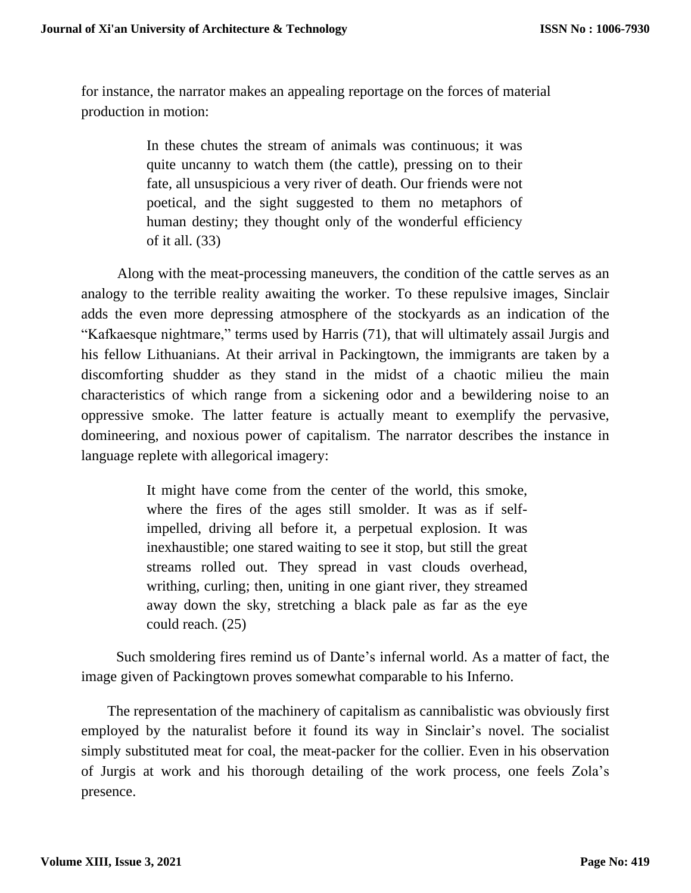for instance, the narrator makes an appealing reportage on the forces of material production in motion:

> In these chutes the stream of animals was continuous; it was quite uncanny to watch them (the cattle), pressing on to their fate, all unsuspicious a very river of death. Our friends were not poetical, and the sight suggested to them no metaphors of human destiny; they thought only of the wonderful efficiency of it all. (33)

Along with the meat-processing maneuvers, the condition of the cattle serves as an analogy to the terrible reality awaiting the worker. To these repulsive images, Sinclair adds the even more depressing atmosphere of the stockyards as an indication of the "Kafkaesque nightmare," terms used by Harris (71), that will ultimately assail Jurgis and his fellow Lithuanians. At their arrival in Packingtown, the immigrants are taken by a discomforting shudder as they stand in the midst of a chaotic milieu the main characteristics of which range from a sickening odor and a bewildering noise to an oppressive smoke. The latter feature is actually meant to exemplify the pervasive, domineering, and noxious power of capitalism. The narrator describes the instance in language replete with allegorical imagery:

> It might have come from the center of the world, this smoke, where the fires of the ages still smolder. It was as if self-impelled, driving all before it, a perpetual explosion. It was inexhaustible; one stared waiting to see it stop, but still the great streams rolled out. They spread in vast clouds overhead, writhing, curling; then, uniting in one giant river, they streamed away down the sky, stretching a black pale as far as the eye could reach. (25)

Such smoldering fires remind us of Dante's infernal world. As a matter of fact, the image given of Packingtown proves somewhat comparable to his Inferno.

The representation of the machinery of capitalism as cannibalistic was obviously first employed by the naturalist before it found its way in Sinclair's novel. The socialist simply substituted meat for coal, the meat-packer for the collier. Even in his observation of Jurgis at work and his thorough detailing of the work process, one feels Zola's presence.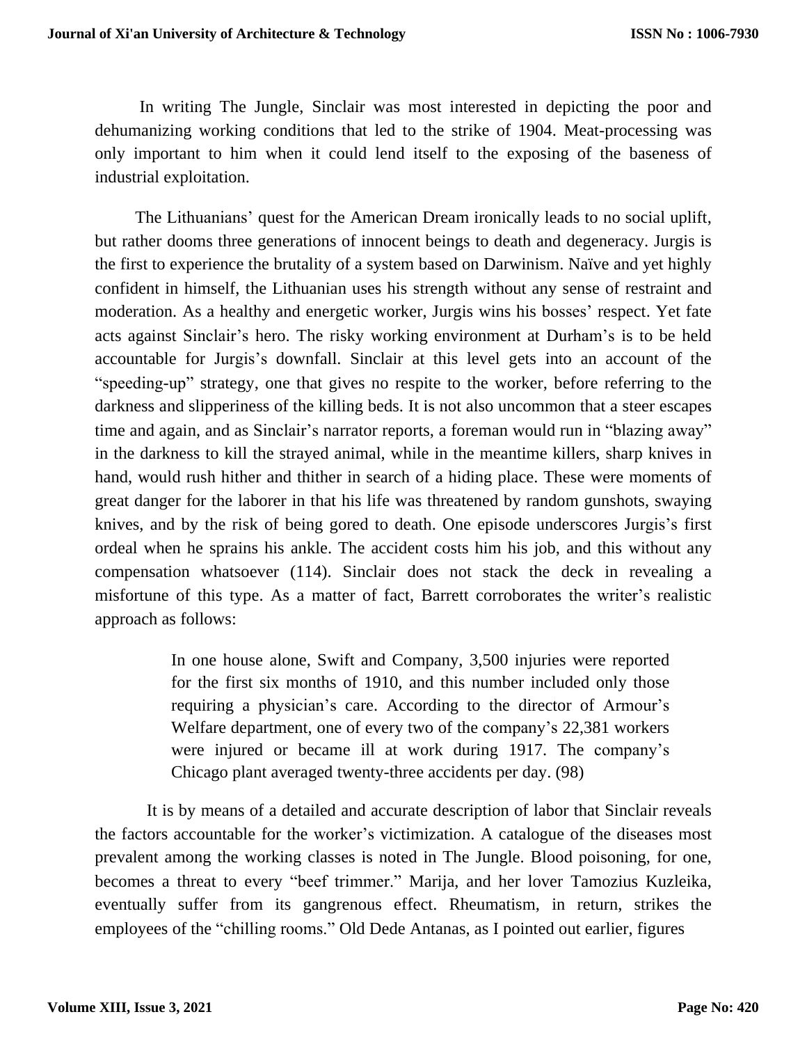In writing The Jungle, Sinclair was most interested in depicting the poor and dehumanizing working conditions that led to the strike of 1904. Meat-processing was only important to him when it could lend itself to the exposing of the baseness of industrial exploitation.

The Lithuanians' quest for the American Dream ironically leads to no social uplift, but rather dooms three generations of innocent beings to death and degeneracy. Jurgis is the first to experience the brutality of a system based on Darwinism. Naïve and yet highly confident in himself, the Lithuanian uses his strength without any sense of restraint and moderation. As a healthy and energetic worker, Jurgis wins his bosses' respect. Yet fate acts against Sinclair's hero. The risky working environment at Durham's is to be held accountable for Jurgis's downfall. Sinclair at this level gets into an account of the "speeding-up" strategy, one that gives no respite to the worker, before referring to the darkness and slipperiness of the killing beds. It is not also uncommon that a steer escapes time and again, and as Sinclair's narrator reports, a foreman would run in "blazing away" in the darkness to kill the strayed animal, while in the meantime killers, sharp knives in hand, would rush hither and thither in search of a hiding place. These were moments of great danger for the laborer in that his life was threatened by random gunshots, swaying knives, and by the risk of being gored to death. One episode underscores Jurgis's first ordeal when he sprains his ankle. The accident costs him his job, and this without any compensation whatsoever (114). Sinclair does not stack the deck in revealing a misfortune of this type. As a matter of fact, Barrett corroborates the writer's realistic approach as follows:

> In one house alone, Swift and Company, 3,500 injuries were reported for the first six months of 1910, and this number included only those requiring a physician's care. According to the director of Armour's Welfare department, one of every two of the company's 22,381 workers were injured or became ill at work during 1917. The company's Chicago plant averaged twenty-three accidents per day. (98)

It is by means of a detailed and accurate description of labor that Sinclair reveals the factors accountable for the worker's victimization. A catalogue of the diseases most prevalent among the working classes is noted in The Jungle. Blood poisoning, for one, becomes a threat to every "beef trimmer." Marija, and her lover Tamozius Kuzleika, eventually suffer from its gangrenous effect. Rheumatism, in return, strikes the employees of the "chilling rooms." Old Dede Antanas, as I pointed out earlier, figures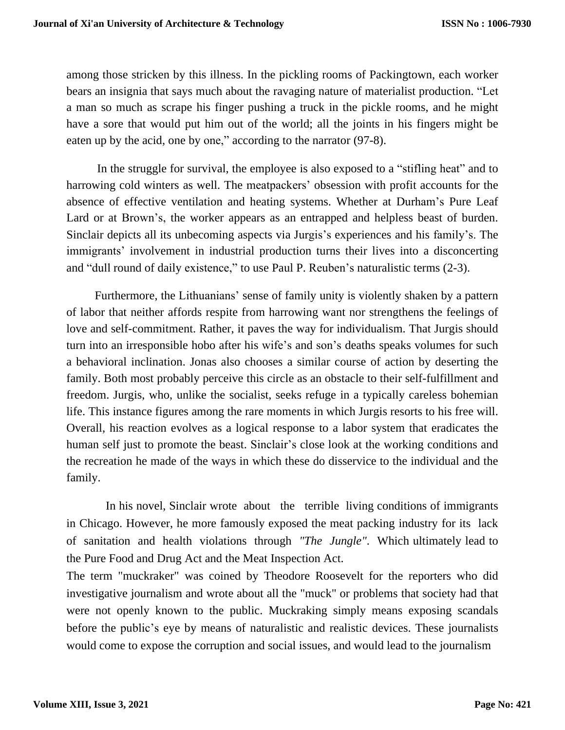among those stricken by this illness. In the pickling rooms of Packingtown, each worker bears an insignia that says much about the ravaging nature of materialist production. “Let a man so much as scrape his finger pushing a truck in the pickle rooms, and he might have a sore that would put him out of the world; all the joints in his fingers might be eaten up by the acid, one by one,” according to the narrator (97-8).

In the struggle for survival, the employee is also exposed to a “stifling heat” and to harrowing cold winters as well. The meatpackers’ obsession with profit accounts for the absence of effective ventilation and heating systems. Whether at Durham’s Pure Leaf Lard or at Brown’s, the worker appears as an entrapped and helpless beast of burden. Sinclair depicts all its unbecoming aspects via Jurgis’s experiences and his family’s. The immigrants’ involvement in industrial production turns their lives into a disconcerting and “dull round of daily existence,” to use Paul P. Reuben’s naturalistic terms (2-3).

Furthermore, the Lithuanians’ sense of family unity is violently shaken by a pattern of labor that neither affords respite from harrowing want nor strengthens the feelings of love and self-commitment. Rather, it paves the way for individualism. That Jurgis should turn into an irresponsible hobo after his wife’s and son’s deaths speaks volumes for such a behavioral inclination. Jonas also chooses a similar course of action by deserting the family. Both most probably perceive this circle as an obstacle to their self-fulfillment and freedom. Jurgis, who, unlike the socialist, seeks refuge in a typically careless bohemian life. This instance figures among the rare moments in which Jurgis resorts to his free will. Overall, his reaction evolves as a logical response to a labor system that eradicates the human self just to promote the beast. Sinclair’s close look at the working conditions and the recreation he made of the ways in which these do disservice to the individual and the family.

In his novel, Sinclair wrote about the terrible living conditions of immigrants in Chicago. However, he more famously exposed the meat packing industry for its lack of sanitation and health violations through *"The Jungle"*. Which ultimately lead to the Pure Food and Drug Act and the Meat Inspection Act.

The term "muckraker" was coined by Theodore Roosevelt for the reporters who did investigative journalism and wrote about all the "muck" or problems that society had that were not openly known to the public. Muckraking simply means exposing scandals before the public’s eye by means of naturalistic and realistic devices. These journalists would come to expose the corruption and social issues, and would lead to the journalism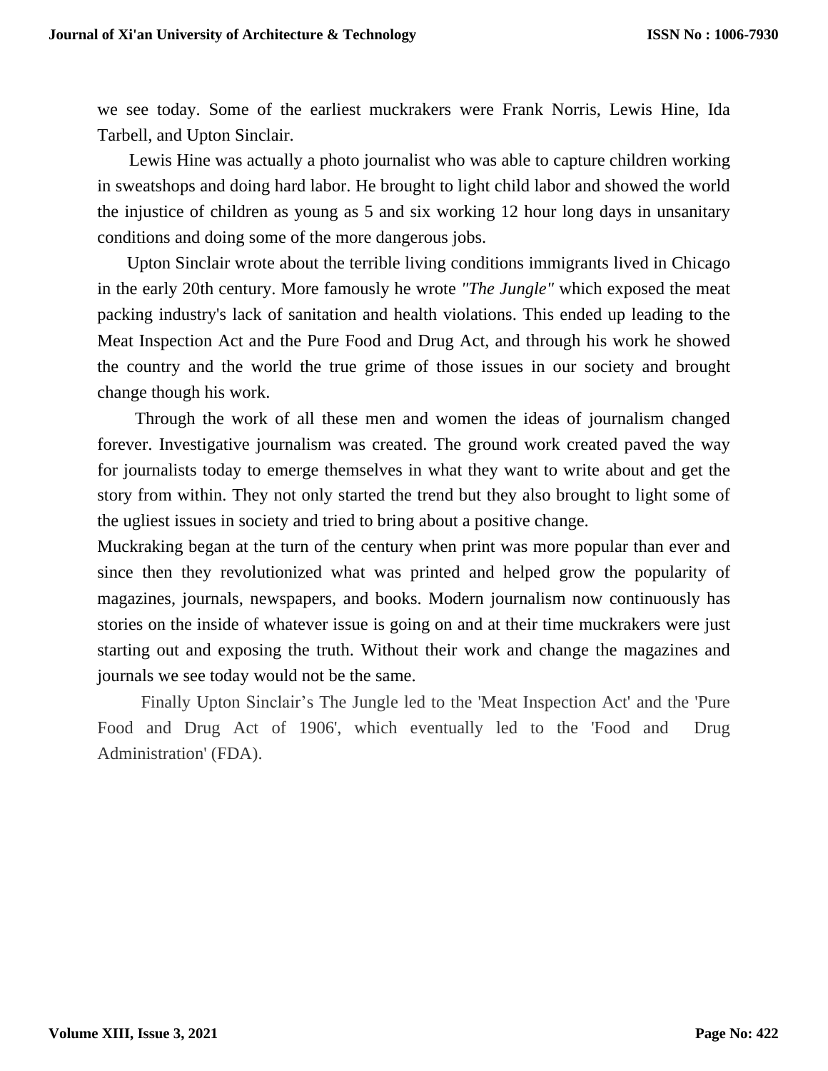we see today. Some of the earliest muckrakers were Frank Norris, Lewis Hine, Ida Tarbell, and Upton Sinclair.

Lewis Hine was actually a photo journalist who was able to capture children working in sweatshops and doing hard labor. He brought to light child labor and showed the world the injustice of children as young as 5 and six working 12 hour long days in unsanitary conditions and doing some of the more dangerous jobs.

Upton Sinclair wrote about the terrible living conditions immigrants lived in Chicago in the early 20th century. More famously he wrote *"The Jungle"* which exposed the meat packing industry's lack of sanitation and health violations. This ended up leading to the Meat Inspection Act and the Pure Food and Drug Act, and through his work he showed the country and the world the true grime of those issues in our society and brought change though his work.

Through the work of all these men and women the ideas of journalism changed forever. Investigative journalism was created. The ground work created paved the way for journalists today to emerge themselves in what they want to write about and get the story from within. They not only started the trend but they also brought to light some of the ugliest issues in society and tried to bring about a positive change.

Muckraking began at the turn of the century when print was more popular than ever and since then they revolutionized what was printed and helped grow the popularity of magazines, journals, newspapers, and books. Modern journalism now continuously has stories on the inside of whatever issue is going on and at their time muckrakers were just starting out and exposing the truth. Without their work and change the magazines and journals we see today would not be the same.

Finally Upton Sinclair's The Jungle led to the 'Meat Inspection Act' and the 'Pure Food and Drug Act of 1906', which eventually led to the 'Food and Drug Administration' (FDA).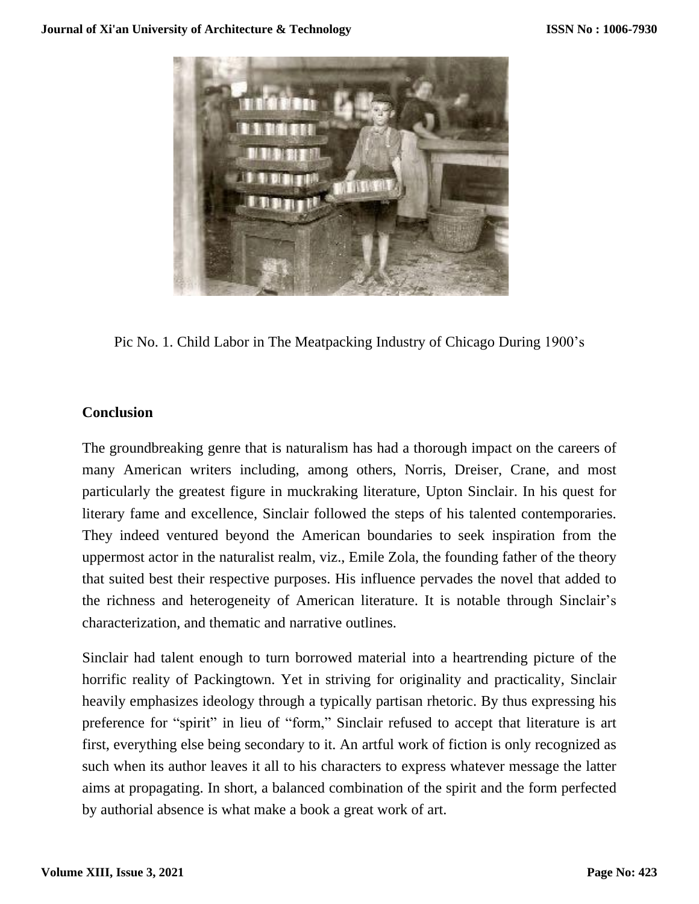Pic No. 1. Child Labor in The Meatpacking Industry of Chicago During 1900's

## Conclusion

The groundbreaking genre that is naturalism has had a thorough impact on the careers of many American writers including, among others, Norris, Dreiser, Crane, and most particularly the greatest figure in muckraking literature, Upton Sinclair. In his quest for literary fame and excellence, Sinclair followed the steps of his talented contemporaries. They indeed ventured beyond the American boundaries to seek inspiration from the uppermost actor in the naturalist realm, viz., Emile Zola, the founding father of the theory that suited best their respective purposes. His influence pervades the novel that added to the richness and heterogeneity of American literature. It is notable through Sinclair's characterization, and thematic and narrative outlines.

Sinclair had talent enough to turn borrowed material into a heartrending picture of the horrific reality of Packingtown. Yet in striving for originality and practicality, Sinclair heavily emphasizes ideology through a typically partisan rhetoric. By thus expressing his preference for "spirit" in lieu of "form," Sinclair refused to accept that literature is art first, everything else being secondary to it. An artful work of fiction is only recognized as such when its author leaves it all to his characters to express whatever message the latter aims at propagating. In short, a balanced combination of the spirit and the form perfected by authorial absence is what make a book a great work of art.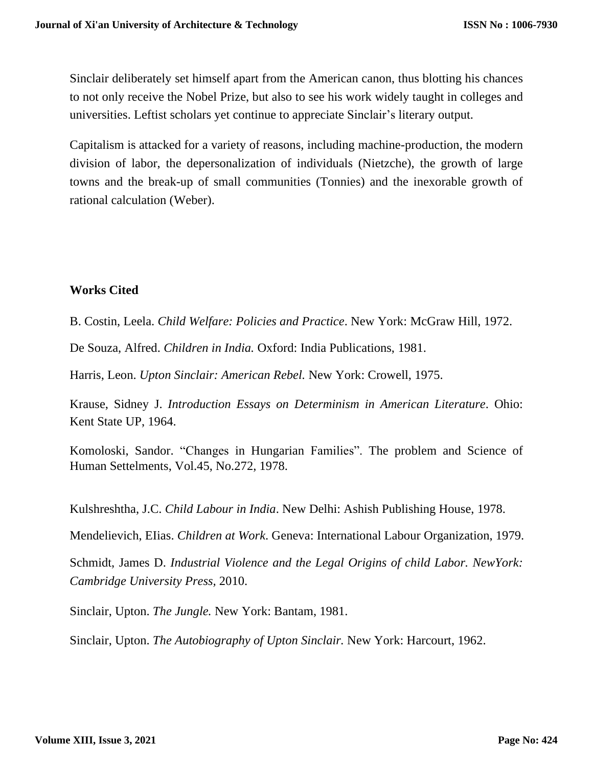Sinclair deliberately set himself apart from the American canon, thus blotting his chances to not only receive the Nobel Prize, but also to see his work widely taught in colleges and universities. Leftist scholars yet continue to appreciate Sinclair's literary output.

Capitalism is attacked for a variety of reasons, including machine-production, the modern division of labor, the depersonalization of individuals (Nietzche), the growth of large towns and the break-up of small communities (Tonnies) and the inexorable growth of rational calculation (Weber).

## Works Cited

B. Costin, Leela. *Child Welfare: Policies and Practice*. New York: McGraw Hill, 1972.

De Souza, Alfred. *Children in India.* Oxford: India Publications, 1981.

Harris, Leon. *Upton Sinclair: American Rebel.* New York: Crowell, 1975.

Krause, Sidney J. *Introduction Essays on Determinism in American Literature*. Ohio: Kent State UP, 1964.

Komoloski, Sandor. "Changes in Hungarian Families". The problem and Science of Human Settelments, Vol.45, No.272, 1978.

Kulshreshtha, J.C. *Child Labour in India*. New Delhi: Ashish Publishing House, 1978.

Mendelievich, EIias. *Children at Work.* Geneva: International Labour Organization, 1979.

Schmidt, James D. *Industrial Violence and the Legal Origins of child Labor. NewYork: Cambridge University Press,* 2010.

Sinclair, Upton. *The Jungle.* New York: Bantam, 1981.

Sinclair, Upton. *The Autobiography of Upton Sinclair.* New York: Harcourt, 1962.